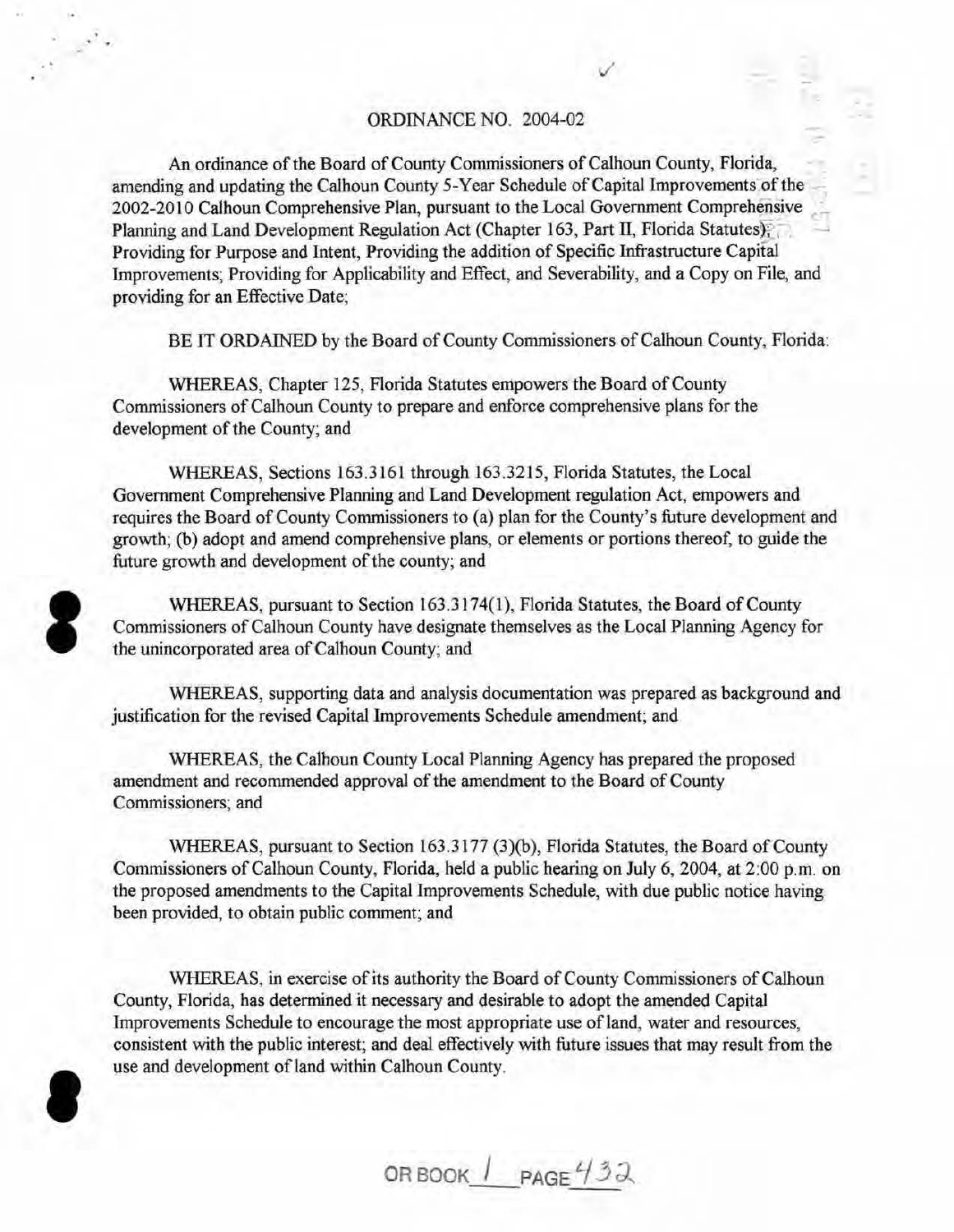# ORDINANCE NO. 2004-02

An ordinance of the Board of County Commissioners of Calhoun County, Florida, amending and updating the Calhoun County 5-Year Schedule of Capital Improvements of the 2002-2010 Calhoun Comprehensive Plan, pursuant to the Local Government Comprehensive Planning and Land Development Regulation Act (Chapter 163, Part II, Florida Statutes); Providing for Purpose and Intent, Providing the addition of Specific Infrastructure Capital Improvements; Providing for Applicability and Effect, and Severability, and a Copy on File, and providing for an Effective Date;

BE IT ORDAINED by the Board of County Commissioners of Calhoun County, Florida:

WHEREAS, Chapter 125, Florida Statutes empowers the Board of County Commissioners of Calhoun County to prepare and enforce comprehensive plans for the development of the County; and

WHEREAS, Sections 163.3161 through 163.3215, Florida Statutes, the Local Government Comprehensive Planning and Land Development regulation Act, empowers and requires the Board of County Commissioners to (a) plan for the County's future development and growth; (b) adopt and amend comprehensive plans, or elements or portions thereof, to guide the future growth and development of the county; and

WHEREAS, pursuant to Section 163.3174(1), Florida Statutes, the Board of County Commissioners of Calhoun County have designate themselves as the Local Planning Agency for the unincorporated area of Calhoun County; and

WHEREAS, supporting data and analysis documentation was prepared as background and justification for the revised Capital Improvements Schedule amendment; and

WHEREAS, the Calhoun County Local Planning Agency has prepared the proposed amendment and recommended approval of the amendment to the Board of County Commissioners; and

WHEREAS, pursuant to Section 163.3177 (3)(b), Florida Statutes, the Board of County Commissioners of Calhoun County, Florida, held a public hearing on July 6, 2004, at 2:00 p.m. on the proposed amendments to the Capital Improvements Schedule, with due public notice having been provided, to obtain public comment; and

WHEREAS, in exercise of its authority the Board of County Commissioners of Calhoun County, Florida, has determined it necessary and desirable to adopt the amended Capital Improvements Schedule to encourage the most appropriate use of land, water and resources, consistent with the public interest; and deal effectively with future issues that may result from the use and development of land within Calhoun County.

OR BOOK 1 PAGE 432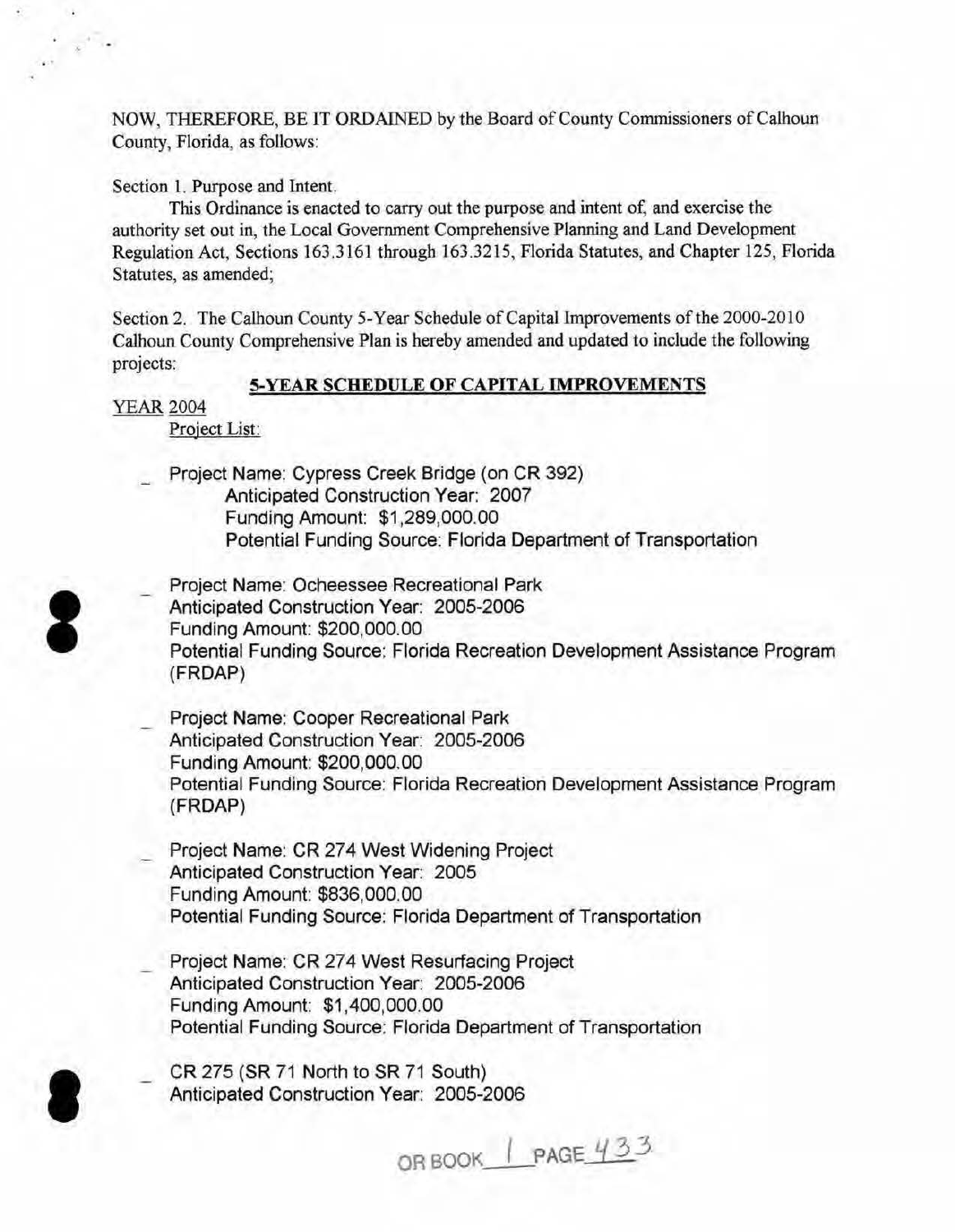NOW, THEREFORE, BE IT ORDAINED by the Board of County Commissioners of Calhoun County, Florida, as follows:

Section 1. Purpose and Intent.

This Ordinance is enacted to carry out the purpose and intent of, and exercise the authority set out in, the Local Government Comprehensive Planning and Land Development Regulation Act, Sections 163.3161 through 163.3215, Florida Statutes, and Chapter 125, Florida Statutes, as amended;

Section 2. The Calhoun County 5-Year Schedule of Capital Improvements of the 2000-2010 Calhoun County Comprehensive Plan is hereby amended and updated to include the following projects:

**5-YEAR SCHEDULE OF CAPITAL IMPROVEMENTS**

YEAR 2004

Project List:

- Project Name: Cypress Creek Bridge (on CR 392)
  Anticipated Construction Year: 2007
  Funding Amount: $1,289,000.00
  Potential Funding Source: Florida Department of Transportation

- Project Name: Ocheessee Recreational Park
  Anticipated Construction Year: 2005-2006
  Funding Amount: $200,000.00
  Potential Funding Source: Florida Recreation Development Assistance Program (FRDAP)

- Project Name: Cooper Recreational Park
  Anticipated Construction Year: 2005-2006
  Funding Amount: $200,000.00
  Potential Funding Source: Florida Recreation Development Assistance Program (FRDAP)

- Project Name: CR 274 West Widening Project
  Anticipated Construction Year: 2005
  Funding Amount: $836,000.00
  Potential Funding Source: Florida Department of Transportation

- Project Name: CR 274 West Resurfacing Project
  Anticipated Construction Year: 2005-2006
  Funding Amount: $1,400,000.00
  Potential Funding Source: Florida Department of Transportation

- CR 275 (SR 71 North to SR 71 South)
  Anticipated Construction Year: 2005-2006

OR BOOK 1 PAGE 433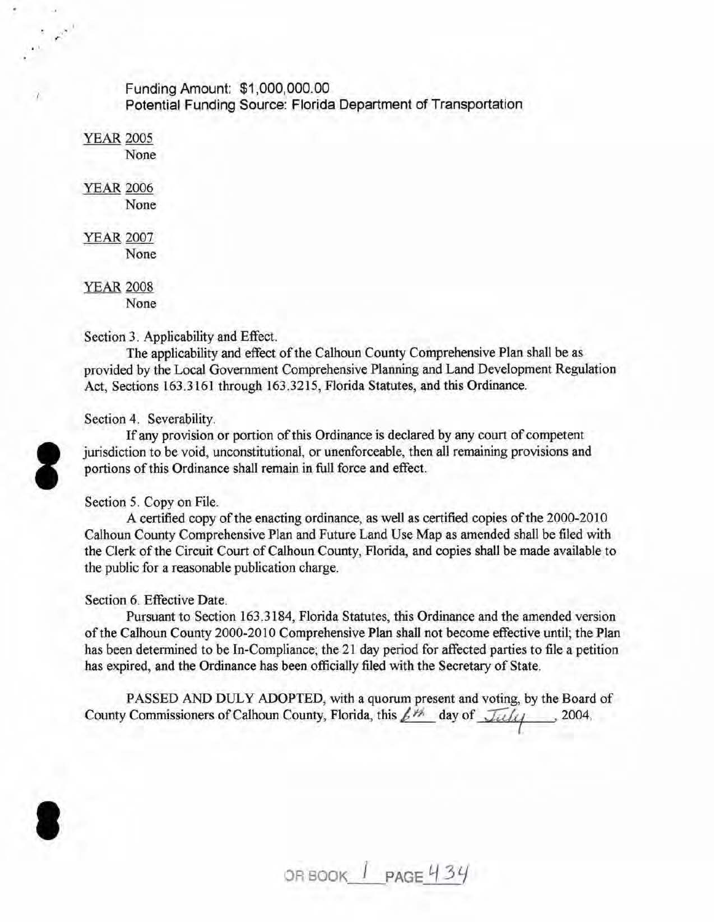Funding Amount: $1,000,000.00
Potential Funding Source: Florida Department of Transportation

YEAR 2005
None

YEAR 2006
None

YEAR 2007
None

YEAR 2008
None

Section 3. Applicability and Effect.

The applicability and effect of the Calhoun County Comprehensive Plan shall be as provided by the Local Government Comprehensive Planning and Land Development Regulation Act, Sections 163.3161 through 163.3215, Florida Statutes, and this Ordinance.

Section 4. Severability.

If any provision or portion of this Ordinance is declared by any court of competent jurisdiction to be void, unconstitutional, or unenforceable, then all remaining provisions and portions of this Ordinance shall remain in full force and effect.

Section 5. Copy on File.

A certified copy of the enacting ordinance, as well as certified copies of the 2000-2010 Calhoun County Comprehensive Plan and Future Land Use Map as amended shall be filed with the Clerk of the Circuit Court of Calhoun County, Florida, and copies shall be made available to the public for a reasonable publication charge.

Section 6. Effective Date.

Pursuant to Section 163.3184, Florida Statutes, this Ordinance and the amended version of the Calhoun County 2000-2010 Comprehensive Plan shall not become effective until; the Plan has been determined to be In-Compliance; the 21 day period for affected parties to file a petition has expired, and the Ordinance has been officially filed with the Secretary of State.

PASSED AND DULY ADOPTED, with a quorum present and voting, by the Board of County Commissioners of Calhoun County, Florida, this 6th day of July, 2004.

OR BOOK 1 PAGE 434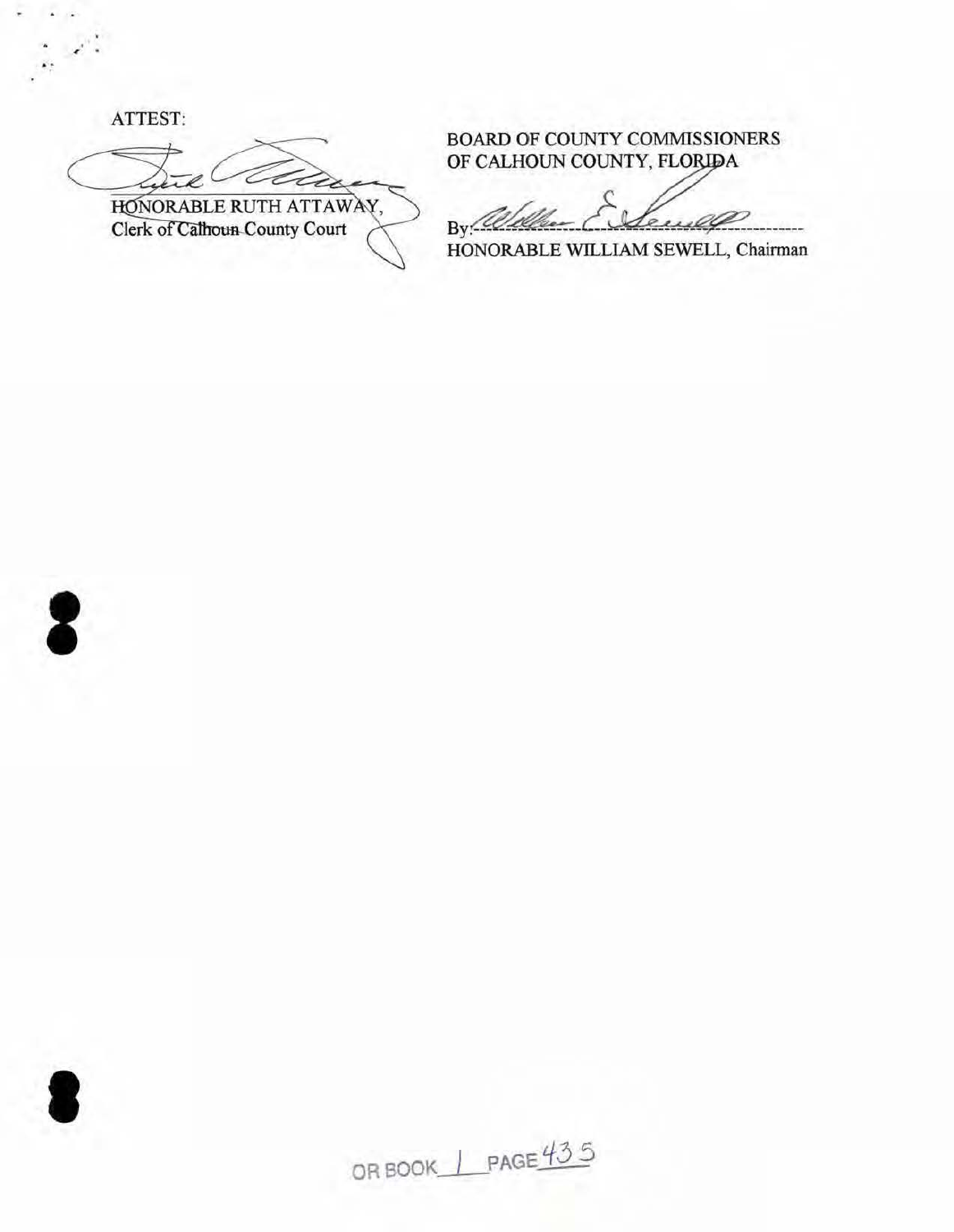ATTEST:

HONORABLE RUTH ATTAWAY,
Clerk of Calhoun County Court

BOARD OF COUNTY COMMISSIONERS
OF CALHOUN COUNTY, FLORIDA

By: ______________________
HONORABLE WILLIAM SEWELL, Chairman

OR BOOK 1 PAGE 435